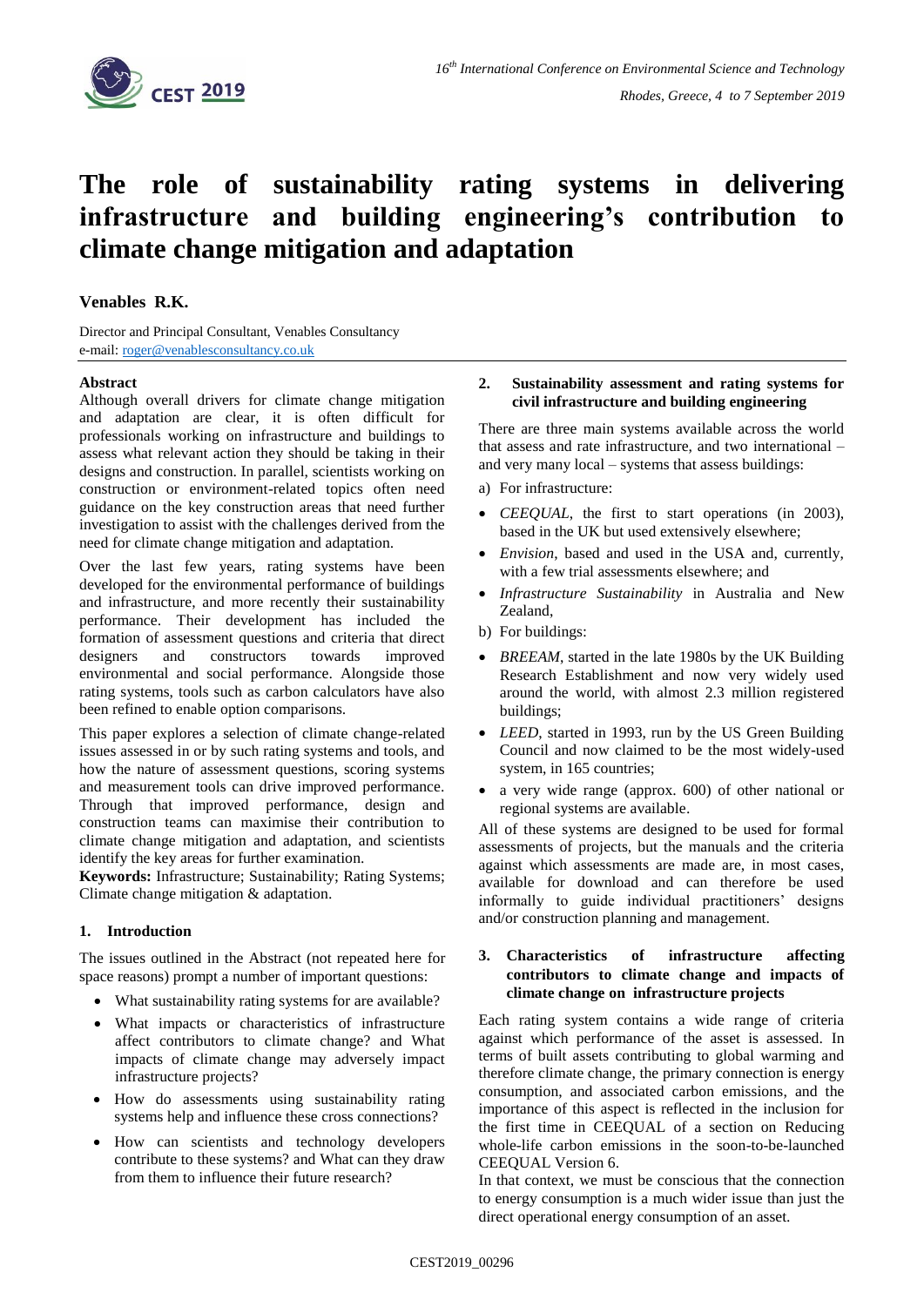# The role of sustainability rating systems in delivering infrastructure and building engineering's contribution to climate change mitigation and adaptation

**Venables R.K.**

Director and Principal Consultant, Venables Consultancy
e-mail: roger@venablesconsultancy.co.uk

**Abstract**

Although overall drivers for climate change mitigation and adaptation are clear, it is often difficult for professionals working on infrastructure and buildings to assess what relevant action they should be taking in their designs and construction. In parallel, scientists working on construction or environment-related topics often need guidance on the key construction areas that need further investigation to assist with the challenges derived from the need for climate change mitigation and adaptation.

Over the last few years, rating systems have been developed for the environmental performance of buildings and infrastructure, and more recently their sustainability performance. Their development has included the formation of assessment questions and criteria that direct designers and constructors towards improved environmental and social performance. Alongside those rating systems, tools such as carbon calculators have also been refined to enable option comparisons.

This paper explores a selection of climate change-related issues assessed in or by such rating systems and tools, and how the nature of assessment questions, scoring systems and measurement tools can drive improved performance. Through that improved performance, design and construction teams can maximise their contribution to climate change mitigation and adaptation, and scientists identify the key areas for further examination.

**Keywords:** Infrastructure; Sustainability; Rating Systems; Climate change mitigation & adaptation.

## 1. Introduction

The issues outlined in the Abstract (not repeated here for space reasons) prompt a number of important questions:

- What sustainability rating systems for are available?
- What impacts or characteristics of infrastructure affect contributors to climate change? and What impacts of climate change may adversely impact infrastructure projects?
- How do assessments using sustainability rating systems help and influence these cross connections?
- How can scientists and technology developers contribute to these systems? and What can they draw from them to influence their future research?

## 2. Sustainability assessment and rating systems for civil infrastructure and building engineering

There are three main systems available across the world that assess and rate infrastructure, and two international – and very many local – systems that assess buildings:

a) For infrastructure:

- *CEEQUAL*, the first to start operations (in 2003), based in the UK but used extensively elsewhere;
- *Envision*, based and used in the USA and, currently, with a few trial assessments elsewhere; and
- *Infrastructure Sustainability* in Australia and New Zealand,

b) For buildings:

- *BREEAM*, started in the late 1980s by the UK Building Research Establishment and now very widely used around the world, with almost 2.3 million registered buildings;
- *LEED*, started in 1993, run by the US Green Building Council and now claimed to be the most widely-used system, in 165 countries;
- a very wide range (approx. 600) of other national or regional systems are available.

All of these systems are designed to be used for formal assessments of projects, but the manuals and the criteria against which assessments are made are, in most cases, available for download and can therefore be used informally to guide individual practitioners' designs and/or construction planning and management.

## 3. Characteristics of infrastructure affecting contributors to climate change and impacts of climate change on infrastructure projects

Each rating system contains a wide range of criteria against which performance of the asset is assessed. In terms of built assets contributing to global warming and therefore climate change, the primary connection is energy consumption, and associated carbon emissions, and the importance of this aspect is reflected in the inclusion for the first time in CEEQUAL of a section on Reducing whole-life carbon emissions in the soon-to-be-launched CEEQUAL Version 6.

In that context, we must be conscious that the connection to energy consumption is a much wider issue than just the direct operational energy consumption of an asset.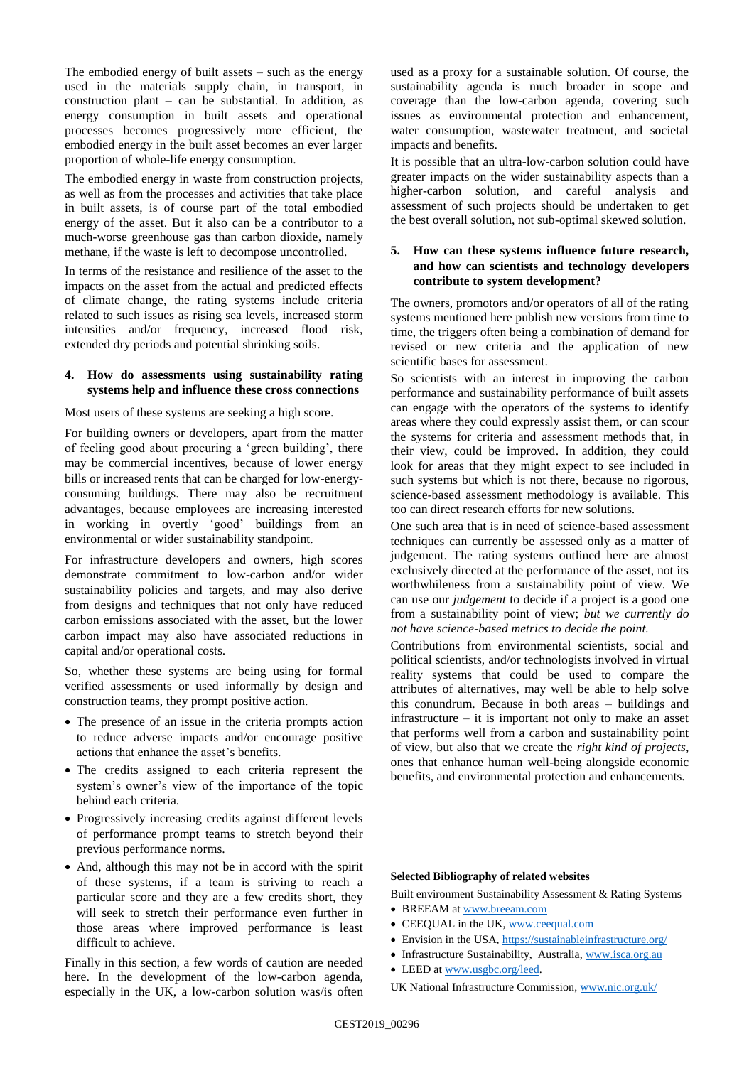The embodied energy of built assets – such as the energy used in the materials supply chain, in transport, in construction plant – can be substantial. In addition, as energy consumption in built assets and operational processes becomes progressively more efficient, the embodied energy in the built asset becomes an ever larger proportion of whole-life energy consumption.

The embodied energy in waste from construction projects, as well as from the processes and activities that take place in built assets, is of course part of the total embodied energy of the asset. But it also can be a contributor to a much-worse greenhouse gas than carbon dioxide, namely methane, if the waste is left to decompose uncontrolled.

In terms of the resistance and resilience of the asset to the impacts on the asset from the actual and predicted effects of climate change, the rating systems include criteria related to such issues as rising sea levels, increased storm intensities and/or frequency, increased flood risk, extended dry periods and potential shrinking soils.

## 4. How do assessments using sustainability rating systems help and influence these cross connections

Most users of these systems are seeking a high score.

For building owners or developers, apart from the matter of feeling good about procuring a 'green building', there may be commercial incentives, because of lower energy bills or increased rents that can be charged for low-energy-consuming buildings. There may also be recruitment advantages, because employees are increasing interested in working in overtly 'good' buildings from an environmental or wider sustainability standpoint.

For infrastructure developers and owners, high scores demonstrate commitment to low-carbon and/or wider sustainability policies and targets, and may also derive from designs and techniques that not only have reduced carbon emissions associated with the asset, but the lower carbon impact may also have associated reductions in capital and/or operational costs.

So, whether these systems are being using for formal verified assessments or used informally by design and construction teams, they prompt positive action.

- The presence of an issue in the criteria prompts action to reduce adverse impacts and/or encourage positive actions that enhance the asset's benefits.
- The credits assigned to each criteria represent the system's owner's view of the importance of the topic behind each criteria.
- Progressively increasing credits against different levels of performance prompt teams to stretch beyond their previous performance norms.
- And, although this may not be in accord with the spirit of these systems, if a team is striving to reach a particular score and they are a few credits short, they will seek to stretch their performance even further in those areas where improved performance is least difficult to achieve.

Finally in this section, a few words of caution are needed here. In the development of the low-carbon agenda, especially in the UK, a low-carbon solution was/is often used as a proxy for a sustainable solution. Of course, the sustainability agenda is much broader in scope and coverage than the low-carbon agenda, covering such issues as environmental protection and enhancement, water consumption, wastewater treatment, and societal impacts and benefits.

It is possible that an ultra-low-carbon solution could have greater impacts on the wider sustainability aspects than a higher-carbon solution, and careful analysis and assessment of such projects should be undertaken to get the best overall solution, not sub-optimal skewed solution.

## 5. How can these systems influence future research, and how can scientists and technology developers contribute to system development?

The owners, promotors and/or operators of all of the rating systems mentioned here publish new versions from time to time, the triggers often being a combination of demand for revised or new criteria and the application of new scientific bases for assessment.

So scientists with an interest in improving the carbon performance and sustainability performance of built assets can engage with the operators of the systems to identify areas where they could expressly assist them, or can scour the systems for criteria and assessment methods that, in their view, could be improved. In addition, they could look for areas that they might expect to see included in such systems but which is not there, because no rigorous, science-based assessment methodology is available. This too can direct research efforts for new solutions.

One such area that is in need of science-based assessment techniques can currently be assessed only as a matter of judgement. The rating systems outlined here are almost exclusively directed at the performance of the asset, not its worthwhileness from a sustainability point of view. We can use our *judgement* to decide if a project is a good one from a sustainability point of view; *but we currently do not have science-based metrics to decide the point.*

Contributions from environmental scientists, social and political scientists, and/or technologists involved in virtual reality systems that could be used to compare the attributes of alternatives, may well be able to help solve this conundrum. Because in both areas – buildings and infrastructure – it is important not only to make an asset that performs well from a carbon and sustainability point of view, but also that we create the *right kind of projects*, ones that enhance human well-being alongside economic benefits, and environmental protection and enhancements.

**Selected Bibliography of related websites**

Built environment Sustainability Assessment & Rating Systems

- BREEAM at www.breeam.com
- CEEQUAL in the UK, www.ceequal.com
- Envision in the USA, https://sustainableinfrastructure.org/
- Infrastructure Sustainability, Australia, www.isca.org.au
- LEED at www.usgbc.org/leed.

UK National Infrastructure Commission, www.nic.org.uk/